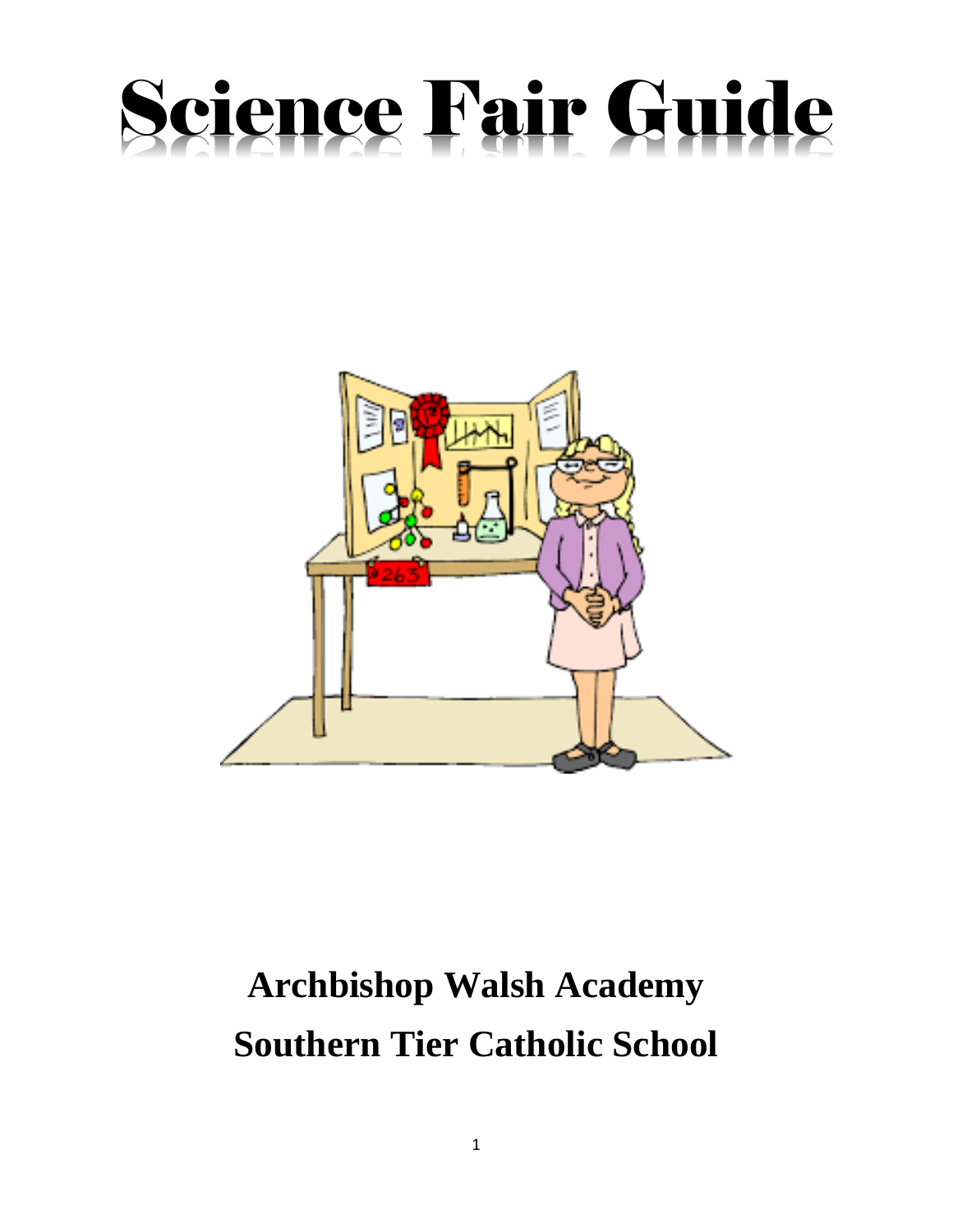# Science Fair Guide

**Archbishop Walsh Academy**

**Southern Tier Catholic School**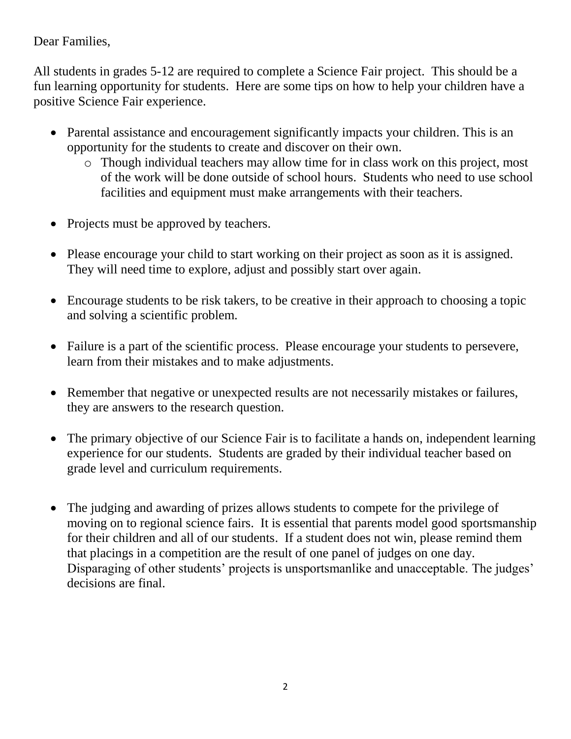Dear Families,

All students in grades 5-12 are required to complete a Science Fair project. This should be a fun learning opportunity for students. Here are some tips on how to help your children have a positive Science Fair experience.

- Parental assistance and encouragement significantly impacts your children. This is an opportunity for the students to create and discover on their own.
  - Though individual teachers may allow time for in class work on this project, most of the work will be done outside of school hours. Students who need to use school facilities and equipment must make arrangements with their teachers.
- Projects must be approved by teachers.
- Please encourage your child to start working on their project as soon as it is assigned. They will need time to explore, adjust and possibly start over again.
- Encourage students to be risk takers, to be creative in their approach to choosing a topic and solving a scientific problem.
- Failure is a part of the scientific process. Please encourage your students to persevere, learn from their mistakes and to make adjustments.
- Remember that negative or unexpected results are not necessarily mistakes or failures, they are answers to the research question.
- The primary objective of our Science Fair is to facilitate a hands on, independent learning experience for our students. Students are graded by their individual teacher based on grade level and curriculum requirements.
- The judging and awarding of prizes allows students to compete for the privilege of moving on to regional science fairs. It is essential that parents model good sportsmanship for their children and all of our students. If a student does not win, please remind them that placings in a competition are the result of one panel of judges on one day. Disparaging of other students' projects is unsportsmanlike and unacceptable. The judges' decisions are final.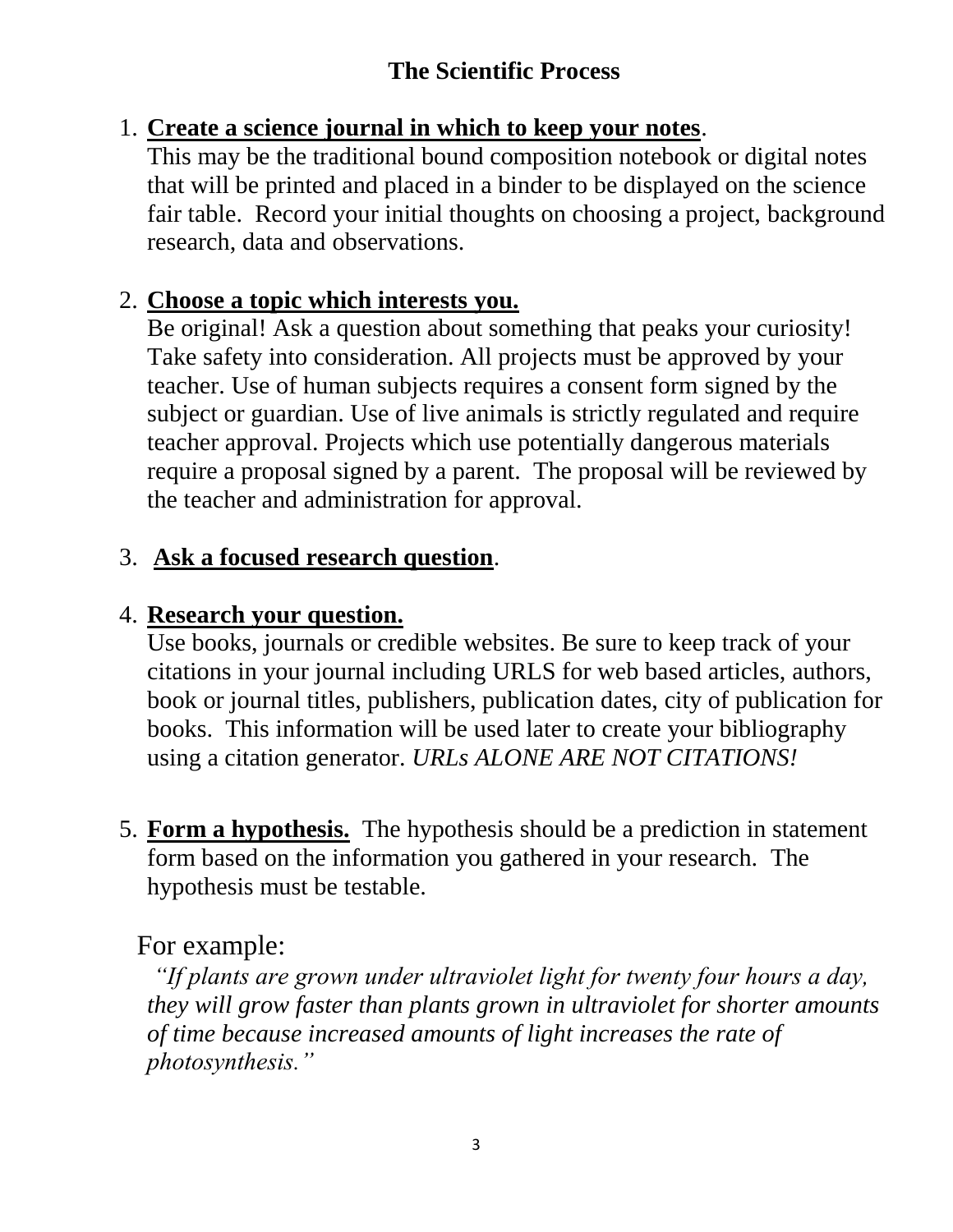# The Scientific Process

1. **Create a science journal in which to keep your notes**.
   This may be the traditional bound composition notebook or digital notes that will be printed and placed in a binder to be displayed on the science fair table.  Record your initial thoughts on choosing a project, background research, data and observations.

2. **Choose a topic which interests you.**
   Be original! Ask a question about something that peaks your curiosity! Take safety into consideration. All projects must be approved by your teacher. Use of human subjects requires a consent form signed by the subject or guardian. Use of live animals is strictly regulated and require teacher approval. Projects which use potentially dangerous materials require a proposal signed by a parent.  The proposal will be reviewed by the teacher and administration for approval.

3. **Ask a focused research question**.

4. **Research your question.**
   Use books, journals or credible websites. Be sure to keep track of your citations in your journal including URLS for web based articles, authors, book or journal titles, publishers, publication dates, city of publication for books.  This information will be used later to create your bibliography using a citation generator. *URLs ALONE ARE NOT CITATIONS!*

5. **Form a hypothesis.**  The hypothesis should be a prediction in statement form based on the information you gathered in your research.  The hypothesis must be testable.

   For example:

   *"If plants are grown under ultraviolet light for twenty four hours a day, they will grow faster than plants grown in ultraviolet for shorter amounts of time because increased amounts of light increases the rate of photosynthesis."*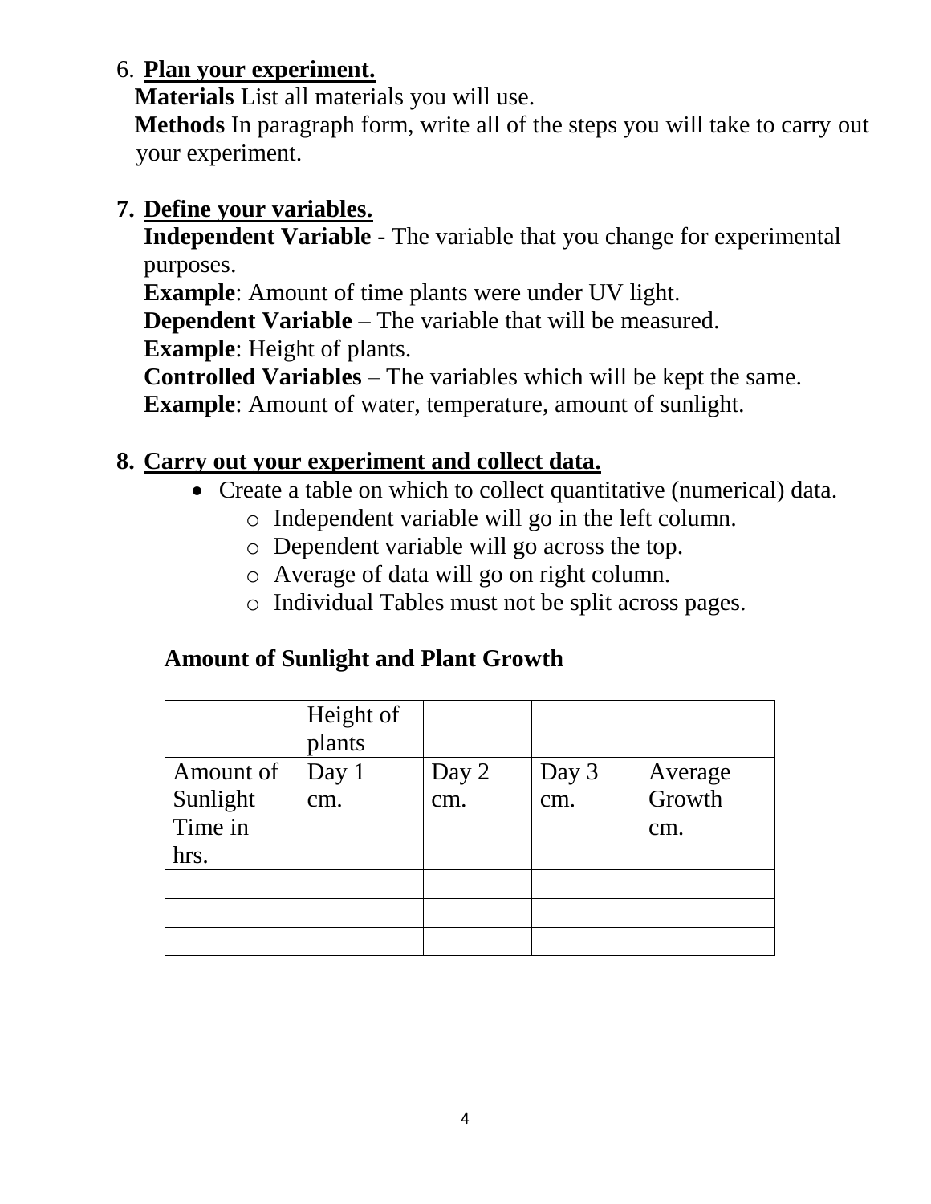6. **<u>Plan your experiment.</u>**

   **Materials** List all materials you will use.

   **Methods** In paragraph form, write all of the steps you will take to carry out your experiment.

7. **<u>Define your variables.</u>**

   **Independent Variable** - The variable that you change for experimental purposes.

   **Example**: Amount of time plants were under UV light.

   **Dependent Variable** – The variable that will be measured.

   **Example**: Height of plants.

   **Controlled Variables** – The variables which will be kept the same.

   **Example**: Amount of water, temperature, amount of sunlight.

8. **<u>Carry out your experiment and collect data.</u>**

   - Create a table on which to collect quantitative (numerical) data.
     - Independent variable will go in the left column.
     - Dependent variable will go across the top.
     - Average of data will go on right column.
     - Individual Tables must not be split across pages.

**Amount of Sunlight and Plant Growth**

| | Height of plants | | | |
|---|---|---|---|---|
| Amount of Sunlight Time in hrs. | Day 1 cm. | Day 2 cm. | Day 3 cm. | Average Growth cm. |
| | | | | |
| | | | | |
| | | | | |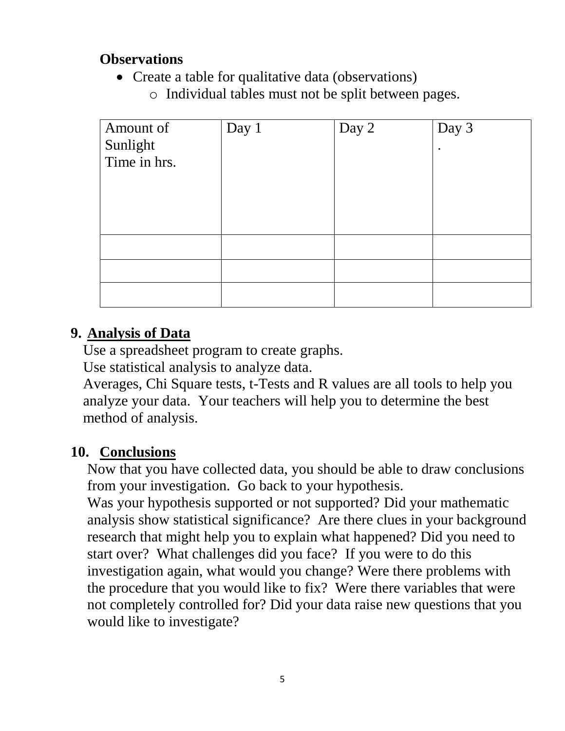**Observations**

- Create a table for qualitative data (observations)
  - Individual tables must not be split between pages.

| Amount of Sunlight Time in hrs. | Day 1 | Day 2 | Day 3 . |
|---|---|---|---|
| | | | |
| | | | |
| | | | |

## 9. Analysis of Data

Use a spreadsheet program to create graphs.
Use statistical analysis to analyze data.
Averages, Chi Square tests, t-Tests and R values are all tools to help you analyze your data. Your teachers will help you to determine the best method of analysis.

## 10. Conclusions

Now that you have collected data, you should be able to draw conclusions from your investigation. Go back to your hypothesis.
Was your hypothesis supported or not supported? Did your mathematic analysis show statistical significance? Are there clues in your background research that might help you to explain what happened? Did you need to start over? What challenges did you face? If you were to do this investigation again, what would you change? Were there problems with the procedure that you would like to fix? Were there variables that were not completely controlled for? Did your data raise new questions that you would like to investigate?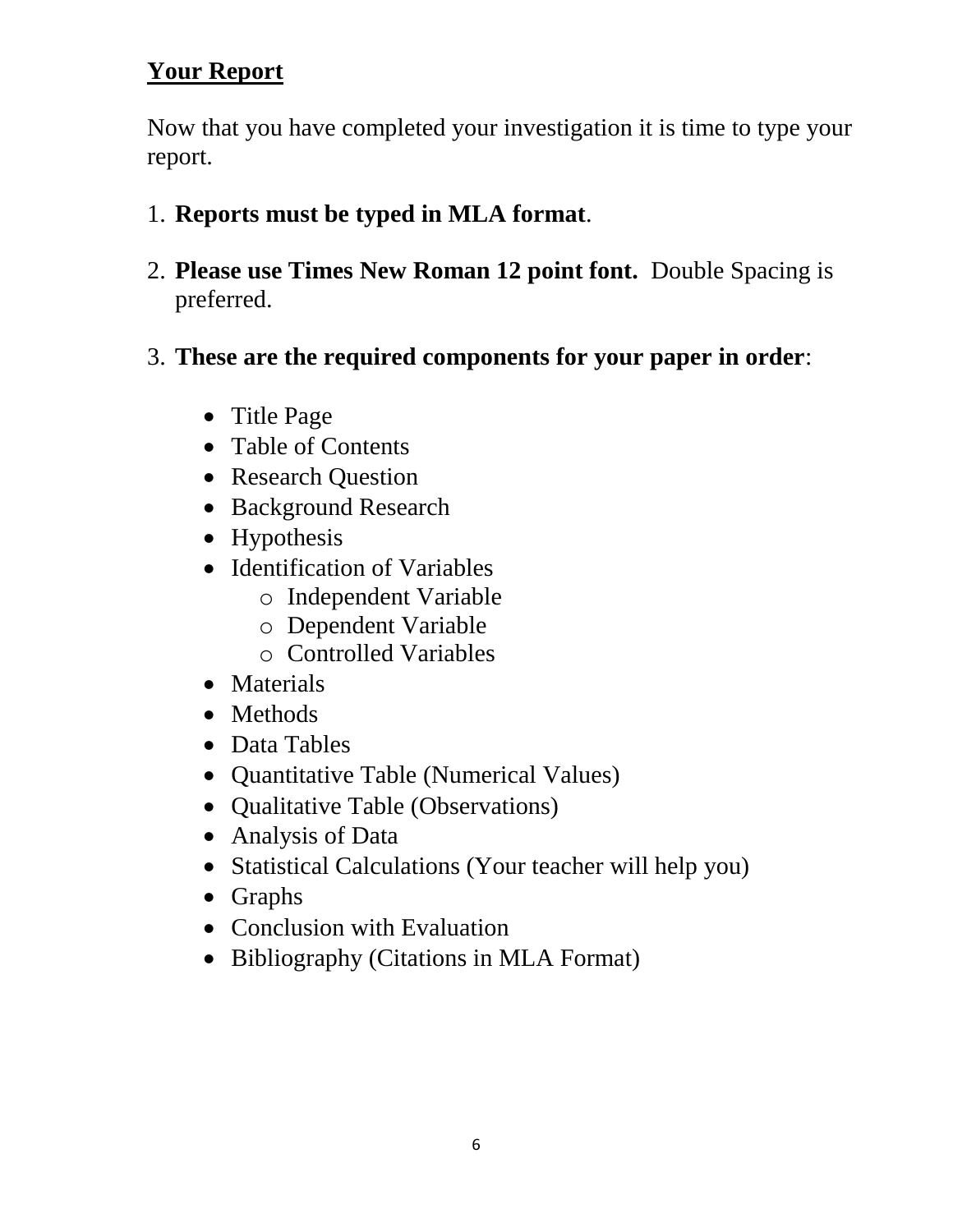## **Your Report**

Now that you have completed your investigation it is time to type your report.

1. **Reports must be typed in MLA format**.

2. **Please use Times New Roman 12 point font.** Double Spacing is preferred.

3. **These are the required components for your paper in order**:

   - Title Page
   - Table of Contents
   - Research Question
   - Background Research
   - Hypothesis
   - Identification of Variables
     - Independent Variable
     - Dependent Variable
     - Controlled Variables
   - Materials
   - Methods
   - Data Tables
   - Quantitative Table (Numerical Values)
   - Qualitative Table (Observations)
   - Analysis of Data
   - Statistical Calculations (Your teacher will help you)
   - Graphs
   - Conclusion with Evaluation
   - Bibliography (Citations in MLA Format)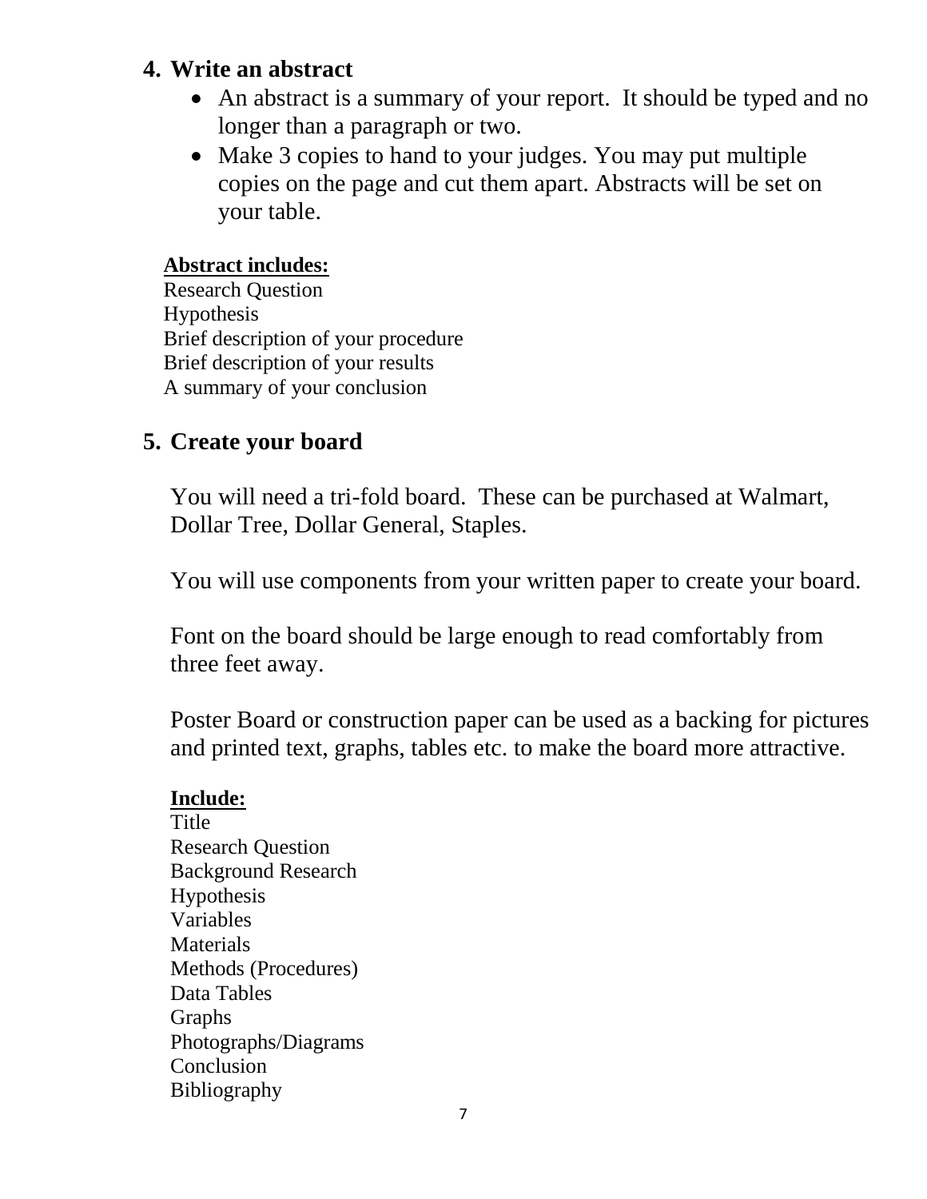## 4. Write an abstract

- An abstract is a summary of your report. It should be typed and no longer than a paragraph or two.
- Make 3 copies to hand to your judges. You may put multiple copies on the page and cut them apart. Abstracts will be set on your table.

**<u>Abstract includes:</u>**
Research Question
Hypothesis
Brief description of your procedure
Brief description of your results
A summary of your conclusion

## 5. Create your board

You will need a tri-fold board. These can be purchased at Walmart, Dollar Tree, Dollar General, Staples.

You will use components from your written paper to create your board.

Font on the board should be large enough to read comfortably from three feet away.

Poster Board or construction paper can be used as a backing for pictures and printed text, graphs, tables etc. to make the board more attractive.

**<u>Include:</u>**
Title
Research Question
Background Research
Hypothesis
Variables
Materials
Methods (Procedures)
Data Tables
Graphs
Photographs/Diagrams
Conclusion
Bibliography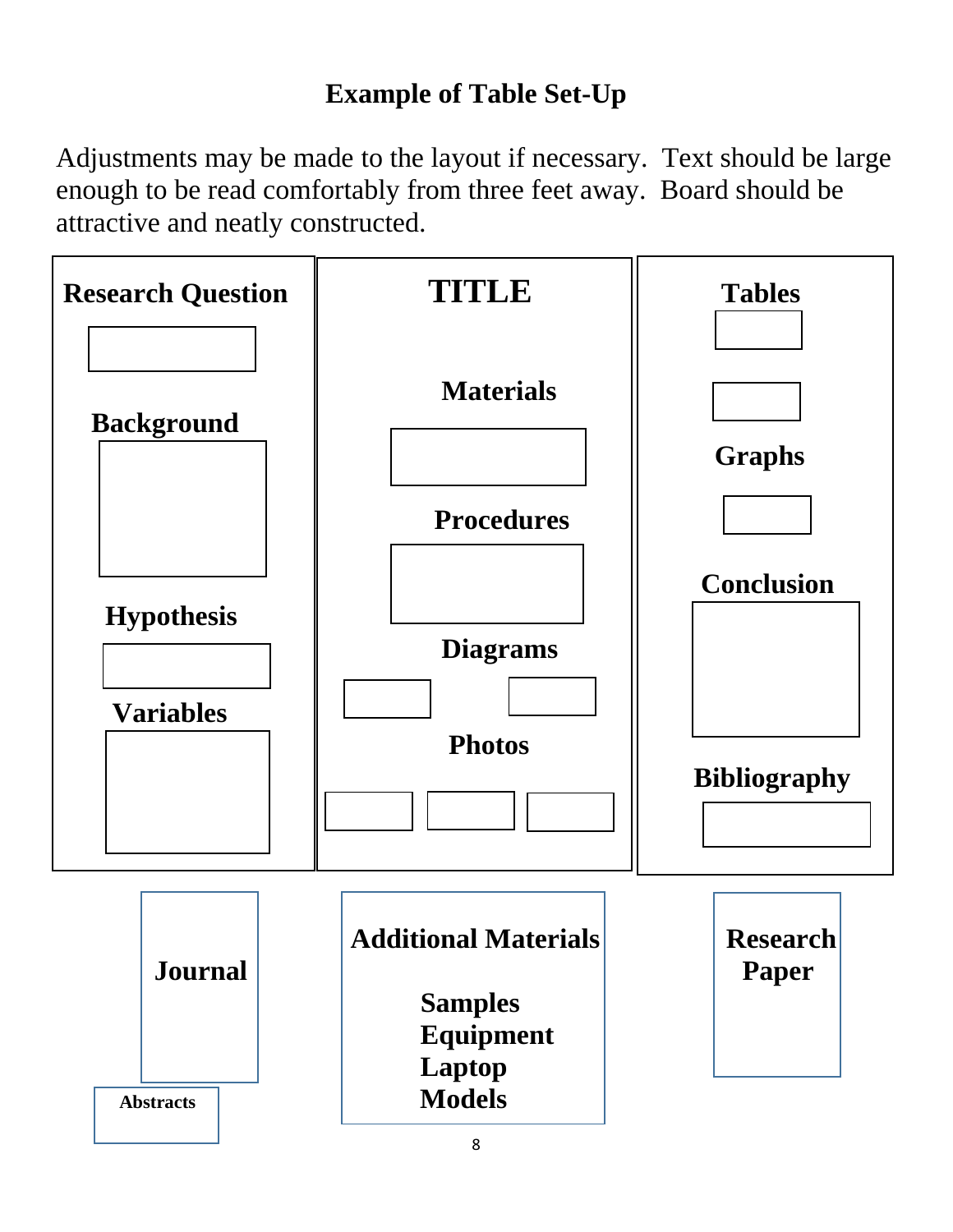## Example of Table Set-Up

Adjustments may be made to the layout if necessary. Text should be large enough to be read comfortably from three feet away. Board should be attractive and neatly constructed.

**Research Question**

**Background**

**Hypothesis**

**Variables**

**TITLE**

**Materials**

**Procedures**

**Diagrams**

**Photos**

**Tables**

**Graphs**

**Conclusion**

**Bibliography**

**Journal**

**Abstracts**

**Additional Materials**

**Samples**
**Equipment**
**Laptop**
**Models**

**Research Paper**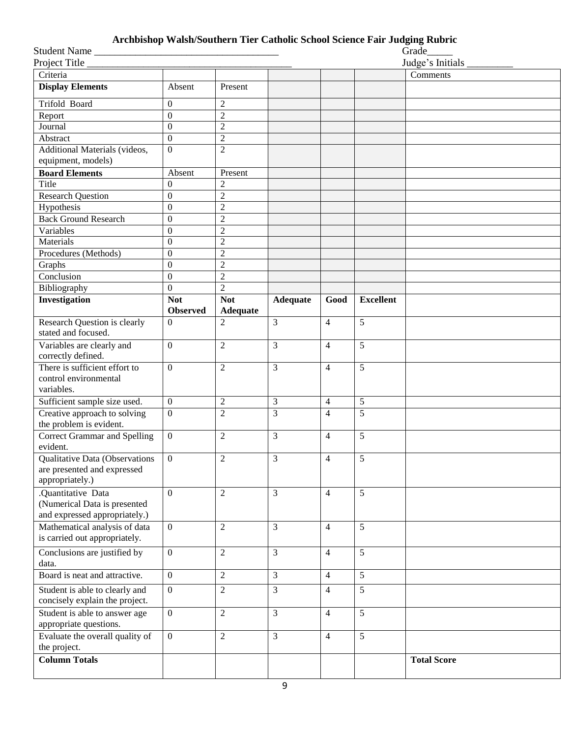# Archbishop Walsh/Southern Tier Catholic School Science Fair Judging Rubric

Student Name ___________________________________ Grade_____

Project Title ________________________________________ Judge's Initials _________

| Criteria | | | | | | Comments |
|---|---|---|---|---|---|---|
| **Display Elements** | Absent | Present | | | | |
| Trifold Board | 0 | 2 | | | | |
| Report | 0 | 2 | | | | |
| Journal | 0 | 2 | | | | |
| Abstract | 0 | 2 | | | | |
| Additional Materials (videos, equipment, models) | 0 | 2 | | | | |
| **Board Elements** | Absent | Present | | | | |
| Title | 0 | 2 | | | | |
| Research Question | 0 | 2 | | | | |
| Hypothesis | 0 | 2 | | | | |
| Back Ground Research | 0 | 2 | | | | |
| Variables | 0 | 2 | | | | |
| Materials | 0 | 2 | | | | |
| Procedures (Methods) | 0 | 2 | | | | |
| Graphs | 0 | 2 | | | | |
| Conclusion | 0 | 2 | | | | |
| Bibliography | 0 | 2 | | | | |
| **Investigation** | **Not Observed** | **Not Adequate** | **Adequate** | **Good** | **Excellent** | |
| Research Question is clearly stated and focused. | 0 | 2 | 3 | 4 | 5 | |
| Variables are clearly and correctly defined. | 0 | 2 | 3 | 4 | 5 | |
| There is sufficient effort to control environmental variables. | 0 | 2 | 3 | 4 | 5 | |
| Sufficient sample size used. | 0 | 2 | 3 | 4 | 5 | |
| Creative approach to solving the problem is evident. | 0 | 2 | 3 | 4 | 5 | |
| Correct Grammar and Spelling evident. | 0 | 2 | 3 | 4 | 5 | |
| Qualitative Data (Observations are presented and expressed appropriately.) | 0 | 2 | 3 | 4 | 5 | |
| .Quantitative Data (Numerical Data is presented and expressed appropriately.) | 0 | 2 | 3 | 4 | 5 | |
| Mathematical analysis of data is carried out appropriately. | 0 | 2 | 3 | 4 | 5 | |
| Conclusions are justified by data. | 0 | 2 | 3 | 4 | 5 | |
| Board is neat and attractive. | 0 | 2 | 3 | 4 | 5 | |
| Student is able to clearly and concisely explain the project. | 0 | 2 | 3 | 4 | 5 | |
| Student is able to answer age appropriate questions. | 0 | 2 | 3 | 4 | 5 | |
| Evaluate the overall quality of the project. | 0 | 2 | 3 | 4 | 5 | |
| **Column Totals** | | | | | | **Total Score** |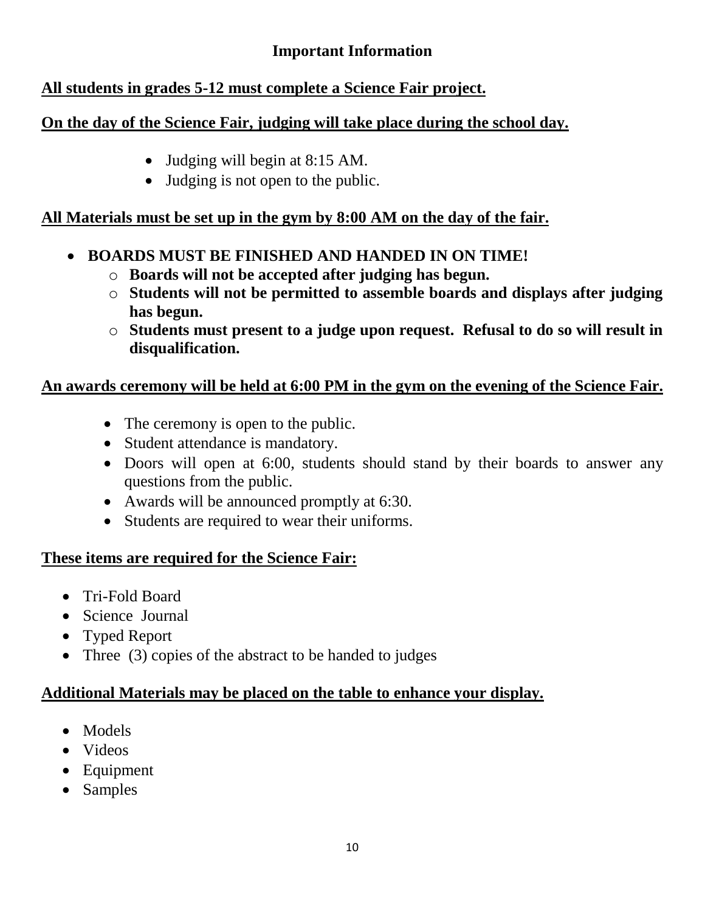# Important Information

**<u>All students in grades 5-12 must complete a Science Fair project.</u>**

**<u>On the day of the Science Fair, judging will take place during the school day.</u>**

- Judging will begin at 8:15 AM.
- Judging is not open to the public.

**<u>All Materials must be set up in the gym by 8:00 AM on the day of the fair.</u>**

- **BOARDS MUST BE FINISHED AND HANDED IN ON TIME!**
  - **Boards will not be accepted after judging has begun.**
  - **Students will not be permitted to assemble boards and displays after judging has begun.**
  - **Students must present to a judge upon request. Refusal to do so will result in disqualification.**

**<u>An awards ceremony will be held at 6:00 PM in the gym on the evening of the Science Fair.</u>**

- The ceremony is open to the public.
- Student attendance is mandatory.
- Doors will open at 6:00, students should stand by their boards to answer any questions from the public.
- Awards will be announced promptly at 6:30.
- Students are required to wear their uniforms.

**<u>These items are required for the Science Fair:</u>**

- Tri-Fold Board
- Science Journal
- Typed Report
- Three (3) copies of the abstract to be handed to judges

**<u>Additional Materials may be placed on the table to enhance your display.</u>**

- Models
- Videos
- Equipment
- Samples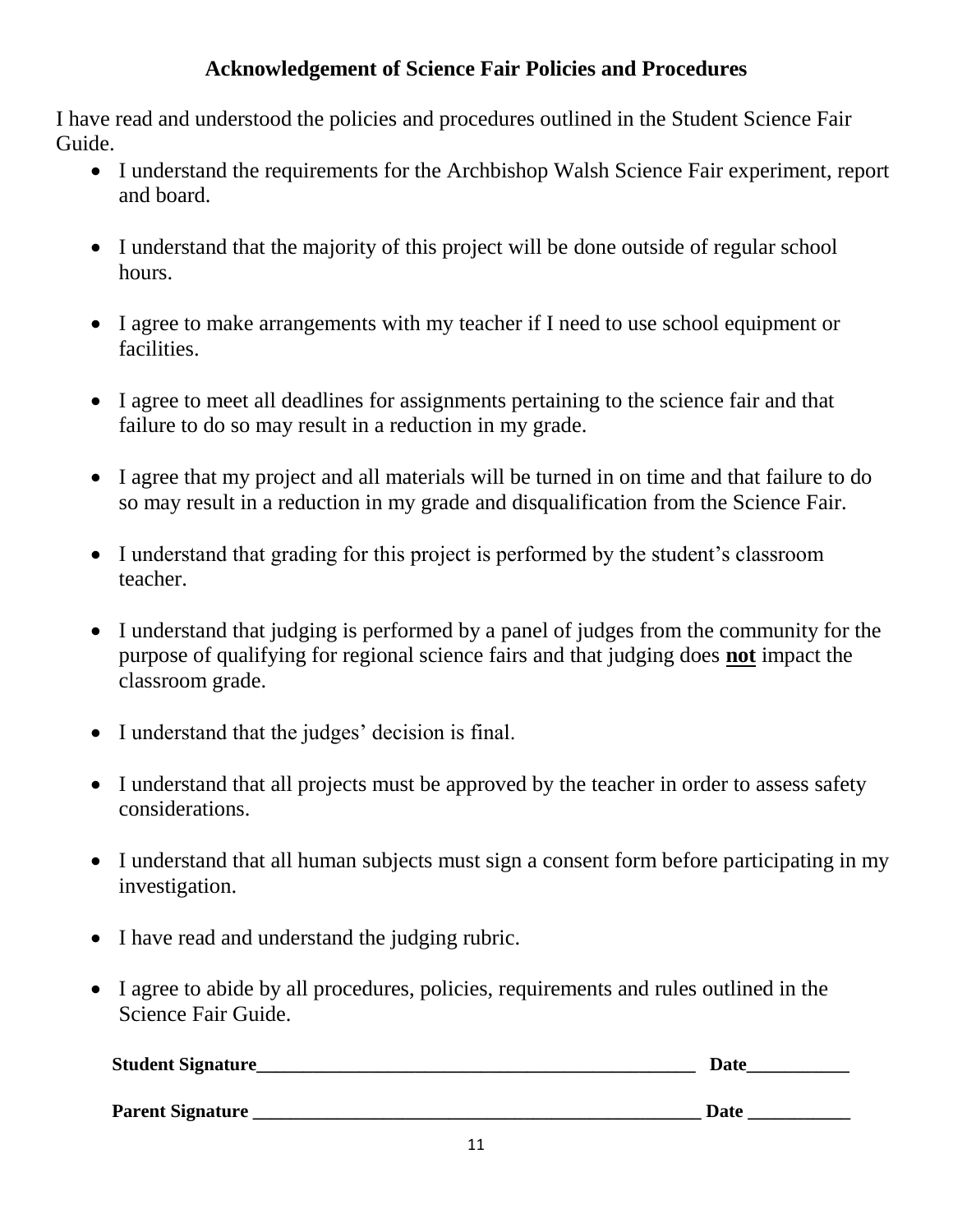## Acknowledgement of Science Fair Policies and Procedures

I have read and understood the policies and procedures outlined in the Student Science Fair Guide.

- I understand the requirements for the Archbishop Walsh Science Fair experiment, report and board.
- I understand that the majority of this project will be done outside of regular school hours.
- I agree to make arrangements with my teacher if I need to use school equipment or facilities.
- I agree to meet all deadlines for assignments pertaining to the science fair and that failure to do so may result in a reduction in my grade.
- I agree that my project and all materials will be turned in on time and that failure to do so may result in a reduction in my grade and disqualification from the Science Fair.
- I understand that grading for this project is performed by the student's classroom teacher.
- I understand that judging is performed by a panel of judges from the community for the purpose of qualifying for regional science fairs and that judging does **<u>not</u>** impact the classroom grade.
- I understand that the judges' decision is final.
- I understand that all projects must be approved by the teacher in order to assess safety considerations.
- I understand that all human subjects must sign a consent form before participating in my investigation.
- I have read and understand the judging rubric.
- I agree to abide by all procedures, policies, requirements and rules outlined in the Science Fair Guide.

**Student Signature**_________________________________________________ **Date**___________

**Parent Signature** _________________________________________________ **Date** ___________